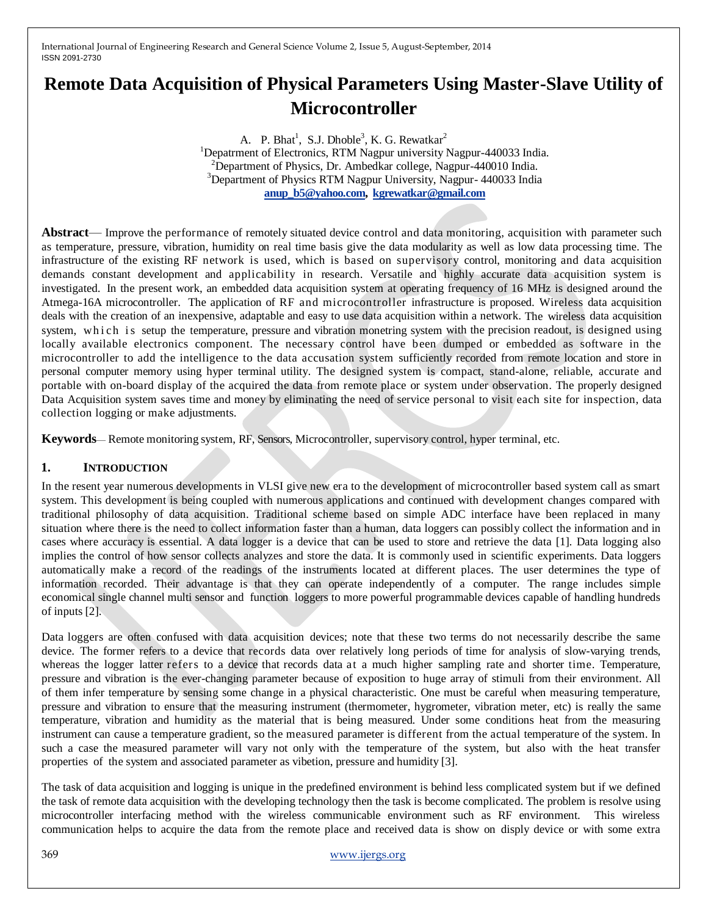# Remote Data Acquisition of Physical Parameters Using Master-Slave Utility of Microcontroller

A. P. Bhat[1], S.J. Dhoble[3], K. G. Rewatkar[2]

[1]Depatrment of Electronics, RTM Nagpur university Nagpur-440033 India.

[2]Department of Physics, Dr. Ambedkar college, Nagpur-440010 India.

[3]Department of Physics RTM Nagpur University, Nagpur- 440033 India

anup_b5@yahoo.com, kgrewatkar@gmail.com

**Abstract**— Improve the performance of remotely situated device control and data monitoring, acquisition with parameter such as temperature, pressure, vibration, humidity on real time basis give the data modularity as well as low data processing time. The infrastructure of the existing RF network is used, which is based on supervisory control, monitoring and data acquisition demands constant development and applicability in research. Versatile and highly accurate data acquisition system is investigated. In the present work, an embedded data acquisition system at operating frequency of 16 MHz is designed around the Atmega-16A microcontroller. The application of RF and microcontroller infrastructure is proposed. Wireless data acquisition deals with the creation of an inexpensive, adaptable and easy to use data acquisition within a network. The wireless data acquisition system, which is setup the temperature, pressure and vibration monetring system with the precision readout, is designed using locally available electronics component. The necessary control have been dumped or embedded as software in the microcontroller to add the intelligence to the data accusation system sufficiently recorded from remote location and store in personal computer memory using hyper terminal utility. The designed system is compact, stand-alone, reliable, accurate and portable with on-board display of the acquired the data from remote place or system under observation. The properly designed Data Acquisition system saves time and money by eliminating the need of service personal to visit each site for inspection, data collection logging or make adjustments.

**Keywords**— Remote monitoring system, RF, Sensors, Microcontroller, supervisory control, hyper terminal, etc.

## 1. INTRODUCTION

In the resent year numerous developments in VLSI give new era to the development of microcontroller based system call as smart system. This development is being coupled with numerous applications and continued with development changes compared with traditional philosophy of data acquisition. Traditional scheme based on simple ADC interface have been replaced in many situation where there is the need to collect information faster than a human, data loggers can possibly collect the information and in cases where accuracy is essential. A data logger is a device that can be used to store and retrieve the data [1]. Data logging also implies the control of how sensor collects analyzes and store the data. It is commonly used in scientific experiments. Data loggers automatically make a record of the readings of the instruments located at different places. The user determines the type of information recorded. Their advantage is that they can operate independently of a computer. The range includes simple economical single channel multi sensor and function loggers to more powerful programmable devices capable of handling hundreds of inputs [2].

Data loggers are often confused with data acquisition devices; note that these two terms do not necessarily describe the same device. The former refers to a device that records data over relatively long periods of time for analysis of slow-varying trends, whereas the logger latter refers to a device that records data at a much higher sampling rate and shorter time. Temperature, pressure and vibration is the ever-changing parameter because of exposition to huge array of stimuli from their environment. All of them infer temperature by sensing some change in a physical characteristic. One must be careful when measuring temperature, pressure and vibration to ensure that the measuring instrument (thermometer, hygrometer, vibration meter, etc) is really the same temperature, vibration and humidity as the material that is being measured. Under some conditions heat from the measuring instrument can cause a temperature gradient, so the measured parameter is different from the actual temperature of the system. In such a case the measured parameter will vary not only with the temperature of the system, but also with the heat transfer properties of the system and associated parameter as vibetion, pressure and humidity [3].

The task of data acquisition and logging is unique in the predefined environment is behind less complicated system but if we defined the task of remote data acquisition with the developing technology then the task is become complicated. The problem is resolve using microcontroller interfacing method with the wireless communicable environment such as RF environment. This wireless communication helps to acquire the data from the remote place and received data is show on disply device or with some extra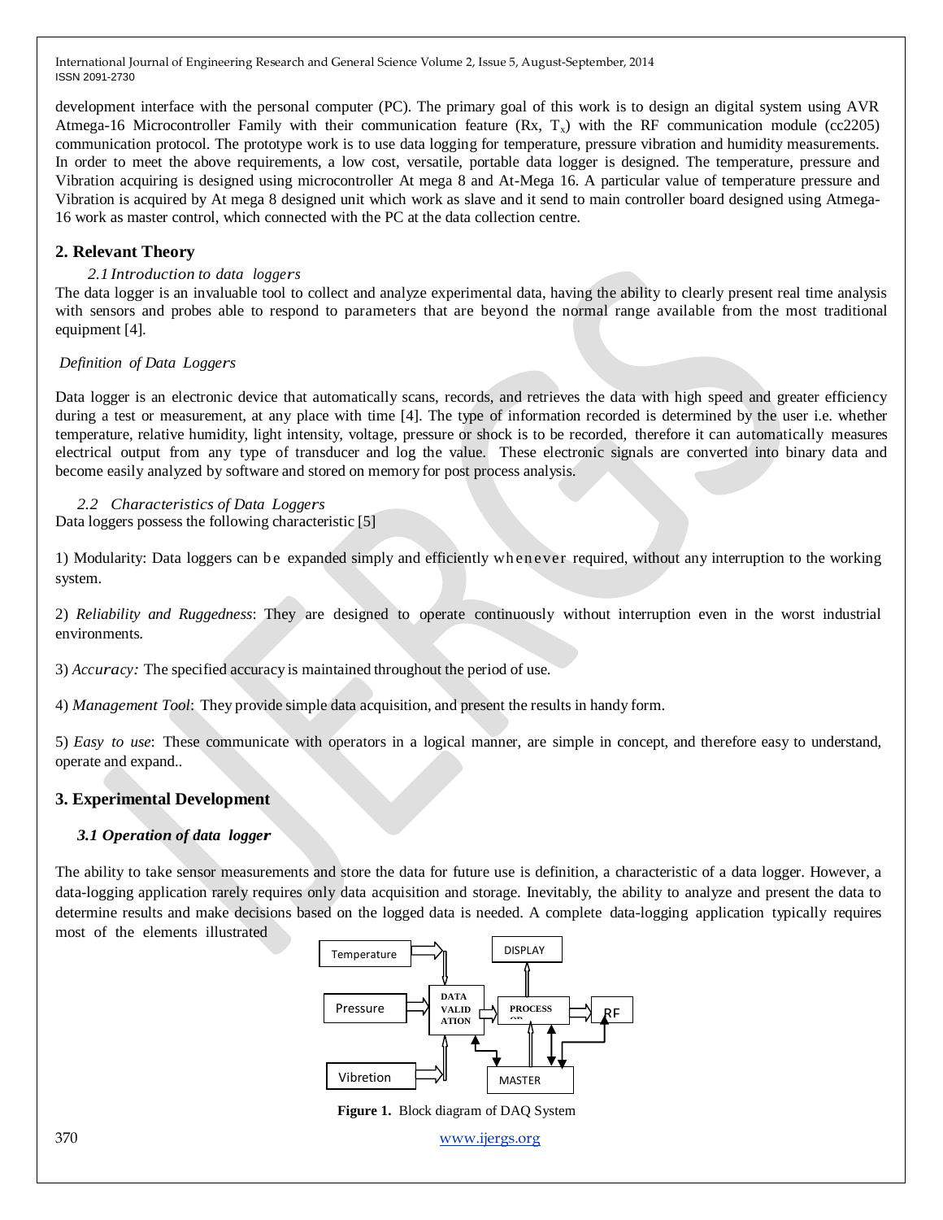development interface with the personal computer (PC). The primary goal of this work is to design an digital system using AVR Atmega-16 Microcontroller Family with their communication feature (Rx, $T_x$) with the RF communication module (cc2205) communication protocol. The prototype work is to use data logging for temperature, pressure vibration and humidity measurements. In order to meet the above requirements, a low cost, versatile, portable data logger is designed. The temperature, pressure and Vibration acquiring is designed using microcontroller At mega 8 and At-Mega 16. A particular value of temperature pressure and Vibration is acquired by At mega 8 designed unit which work as slave and it send to main controller board designed using Atmega-16 work as master control, which connected with the PC at the data collection centre.

## 2. Relevant Theory

### *2.1 Introduction to data loggers*

The data logger is an invaluable tool to collect and analyze experimental data, having the ability to clearly present real time analysis with sensors and probes able to respond to parameters that are beyond the normal range available from the most traditional equipment [4].

*Definition of Data Loggers*

Data logger is an electronic device that automatically scans, records, and retrieves the data with high speed and greater efficiency during a test or measurement, at any place with time [4]. The type of information recorded is determined by the user i.e. whether temperature, relative humidity, light intensity, voltage, pressure or shock is to be recorded, therefore it can automatically measures electrical output from any type of transducer and log the value. These electronic signals are converted into binary data and become easily analyzed by software and stored on memory for post process analysis.

### *2.2 Characteristics of Data Loggers*

Data loggers possess the following characteristic [5]

1) Modularity: Data loggers can be expanded simply and efficiently whenever required, without any interruption to the working system.

2) *Reliability and Ruggedness*: They are designed to operate continuously without interruption even in the worst industrial environments.

3) *Accuracy:* The specified accuracy is maintained throughout the period of use.

4) *Management Tool*: They provide simple data acquisition, and present the results in handy form.

5) *Easy to use*: These communicate with operators in a logical manner, are simple in concept, and therefore easy to understand, operate and expand..

## 3. Experimental Development

### ***3.1 Operation of data logger***

The ability to take sensor measurements and store the data for future use is definition, a characteristic of a data logger. However, a data-logging application rarely requires only data acquisition and storage. Inevitably, the ability to analyze and present the data to determine results and make decisions based on the logged data is needed. A complete data-logging application typically requires most of the elements illustrated

Temperature | Pressure | Vibretion | DATA VALIDATION | PROCESSOR | DISPLAY | RF | MASTER

**Figure 1.** Block diagram of DAQ System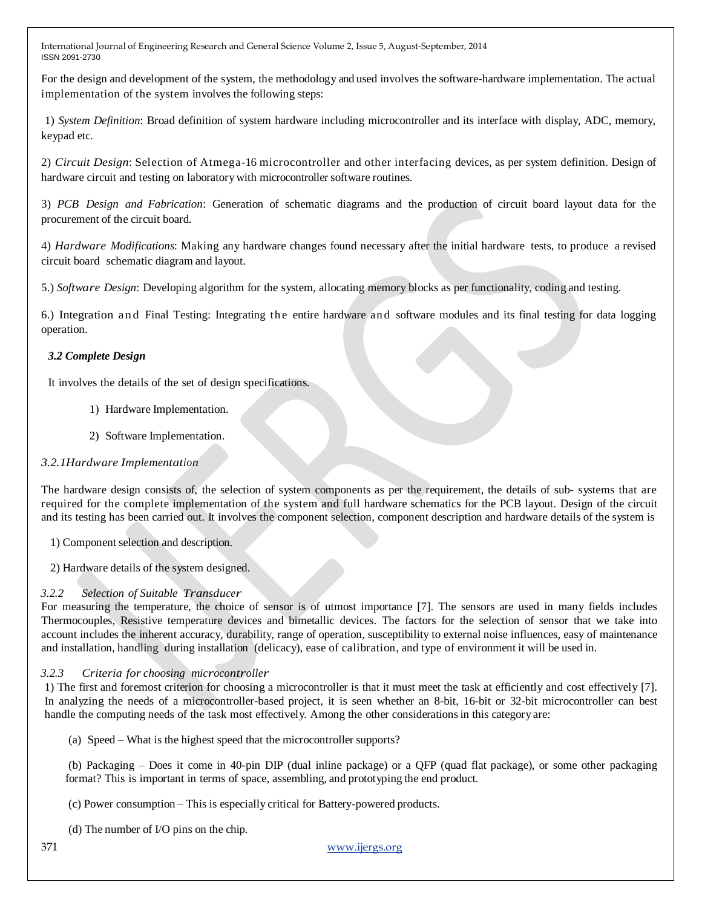For the design and development of the system, the methodology and used involves the software-hardware implementation. The actual implementation of the system involves the following steps:

1) *System Definition*: Broad definition of system hardware including microcontroller and its interface with display, ADC, memory, keypad etc.

2) *Circuit Design*: Selection of Atmega-16 microcontroller and other interfacing devices, as per system definition. Design of hardware circuit and testing on laboratory with microcontroller software routines.

3) *PCB Design and Fabrication*: Generation of schematic diagrams and the production of circuit board layout data for the procurement of the circuit board.

4) *Hardware Modifications*: Making any hardware changes found necessary after the initial hardware tests, to produce a revised circuit board schematic diagram and layout.

5.) *Software Design*: Developing algorithm for the system, allocating memory blocks as per functionality, coding and testing.

6.) Integration and Final Testing: Integrating the entire hardware and software modules and its final testing for data logging operation.

### *3.2 Complete Design*

It involves the details of the set of design specifications.

1) Hardware Implementation.

2) Software Implementation.

#### *3.2.1Hardware Implementation*

The hardware design consists of, the selection of system components as per the requirement, the details of sub- systems that are required for the complete implementation of the system and full hardware schematics for the PCB layout. Design of the circuit and its testing has been carried out. It involves the component selection, component description and hardware details of the system is

1) Component selection and description.

2) Hardware details of the system designed.

#### *3.2.2 Selection of Suitable Transducer*

For measuring the temperature, the choice of sensor is of utmost importance [7]. The sensors are used in many fields includes Thermocouples, Resistive temperature devices and bimetallic devices. The factors for the selection of sensor that we take into account includes the inherent accuracy, durability, range of operation, susceptibility to external noise influences, easy of maintenance and installation, handling during installation (delicacy), ease of calibration, and type of environment it will be used in.

#### *3.2.3 Criteria for choosing microcontroller*

1) The first and foremost criterion for choosing a microcontroller is that it must meet the task at efficiently and cost effectively [7]. In analyzing the needs of a microcontroller-based project, it is seen whether an 8-bit, 16-bit or 32-bit microcontroller can best handle the computing needs of the task most effectively. Among the other considerations in this category are:

(a) Speed – What is the highest speed that the microcontroller supports?

(b) Packaging – Does it come in 40-pin DIP (dual inline package) or a QFP (quad flat package), or some other packaging format? This is important in terms of space, assembling, and prototyping the end product.

(c) Power consumption – This is especially critical for Battery-powered products.

(d) The number of I/O pins on the chip.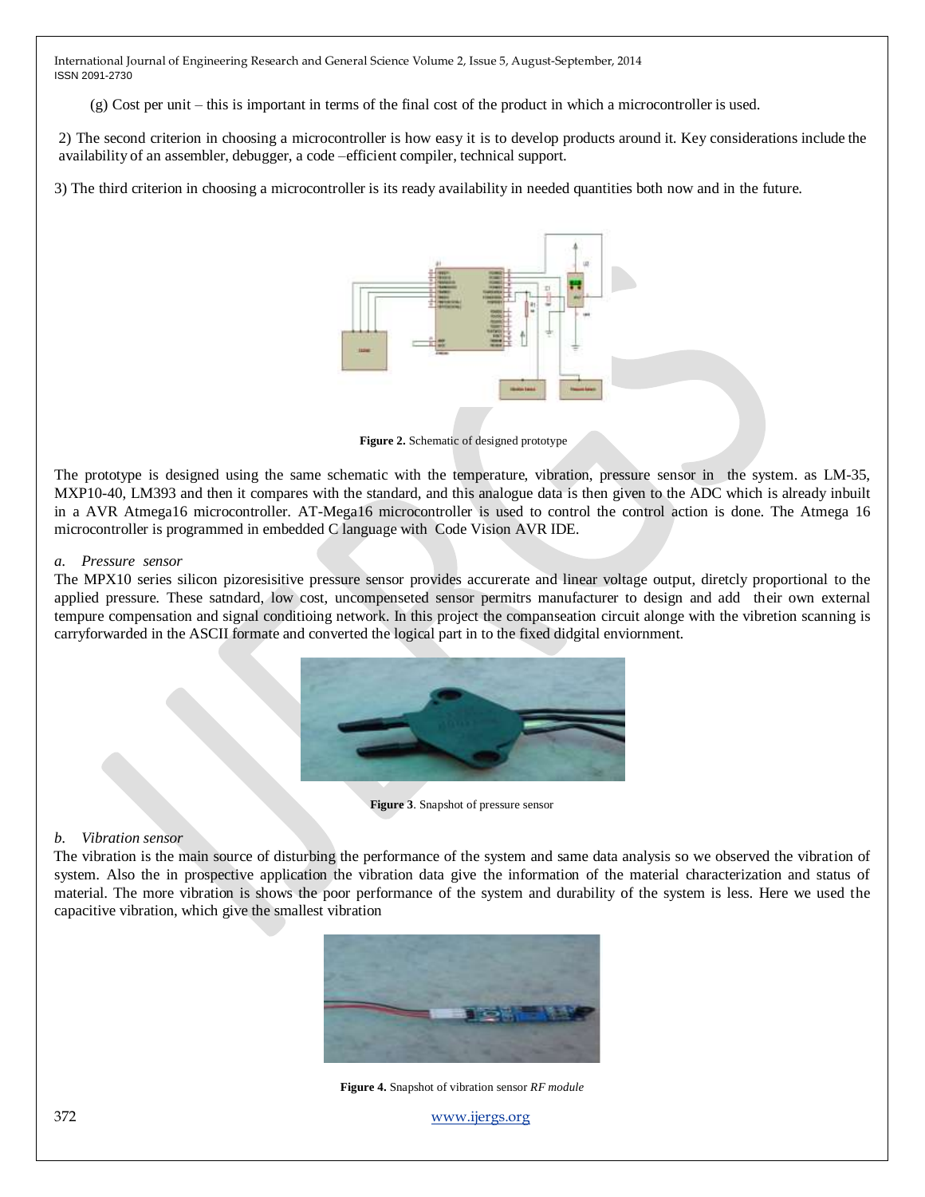(g) Cost per unit – this is important in terms of the final cost of the product in which a microcontroller is used.

2) The second criterion in choosing a microcontroller is how easy it is to develop products around it. Key considerations include the availability of an assembler, debugger, a code –efficient compiler, technical support.

3) The third criterion in choosing a microcontroller is its ready availability in needed quantities both now and in the future.

**Figure 2.** Schematic of designed prototype

The prototype is designed using the same schematic with the temperature, vibration, pressure sensor in the system. as LM-35, MXP10-40, LM393 and then it compares with the standard, and this analogue data is then given to the ADC which is already inbuilt in a AVR Atmega16 microcontroller. AT-Mega16 microcontroller is used to control the control action is done. The Atmega 16 microcontroller is programmed in embedded C language with Code Vision AVR IDE.

*a. Pressure sensor*

The MPX10 series silicon pizoresisitive pressure sensor provides accurerate and linear voltage output, diretcly proportional to the applied pressure. These satndard, low cost, uncompenseted sensor permitrs manufacturer to design and add their own external tempure compensation and signal conditioing network. In this project the companseation circuit alonge with the vibretion scanning is carryforwarded in the ASCII formate and converted the logical part in to the fixed didgital enviornment.

**Figure 3**. Snapshot of pressure sensor

*b. Vibration sensor*

The vibration is the main source of disturbing the performance of the system and same data analysis so we observed the vibration of system. Also the in prospective application the vibration data give the information of the material characterization and status of material. The more vibration is shows the poor performance of the system and durability of the system is less. Here we used the capacitive vibration, which give the smallest vibration

**Figure 4.** Snapshot of vibration sensor *RF module*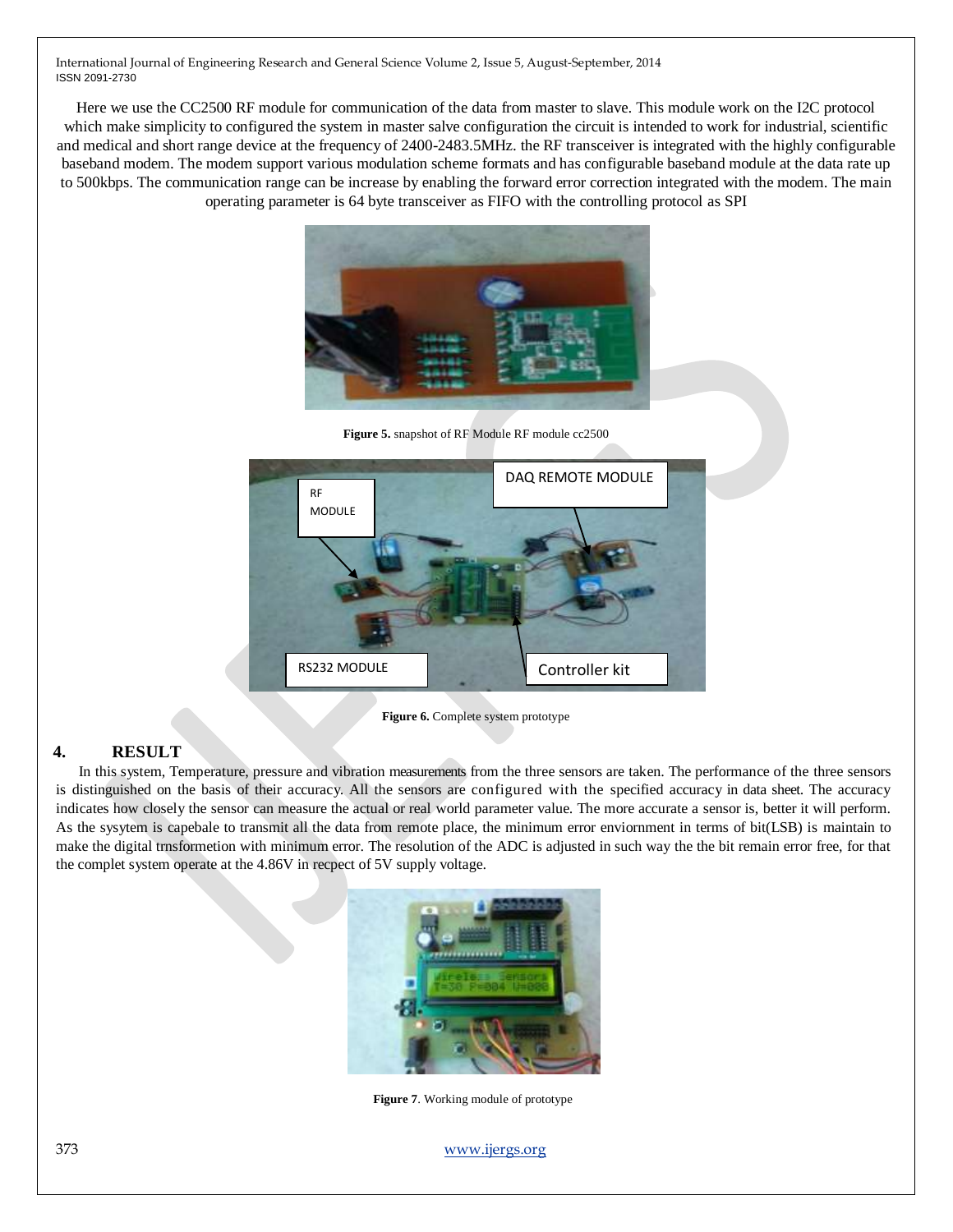Here we use the CC2500 RF module for communication of the data from master to slave. This module work on the I2C protocol which make simplicity to configured the system in master salve configuration the circuit is intended to work for industrial, scientific and medical and short range device at the frequency of 2400-2483.5MHz. the RF transceiver is integrated with the highly configurable baseband modem. The modem support various modulation scheme formats and has configurable baseband module at the data rate up to 500kbps. The communication range can be increase by enabling the forward error correction integrated with the modem. The main operating parameter is 64 byte transceiver as FIFO with the controlling protocol as SPI

**Figure 5.** snapshot of RF Module RF module cc2500

**Figure 6.** Complete system prototype

## 4. RESULT

In this system, Temperature, pressure and vibration measurements from the three sensors are taken. The performance of the three sensors is distinguished on the basis of their accuracy. All the sensors are configured with the specified accuracy in data sheet. The accuracy indicates how closely the sensor can measure the actual or real world parameter value. The more accurate a sensor is, better it will perform. As the sysytem is capebale to transmit all the data from remote place, the minimum error enviornment in terms of bit(LSB) is maintain to make the digital trnsformetion with minimum error. The resolution of the ADC is adjusted in such way the the bit remain error free, for that the complet system operate at the 4.86V in recpect of 5V supply voltage.

**Figure 7**. Working module of prototype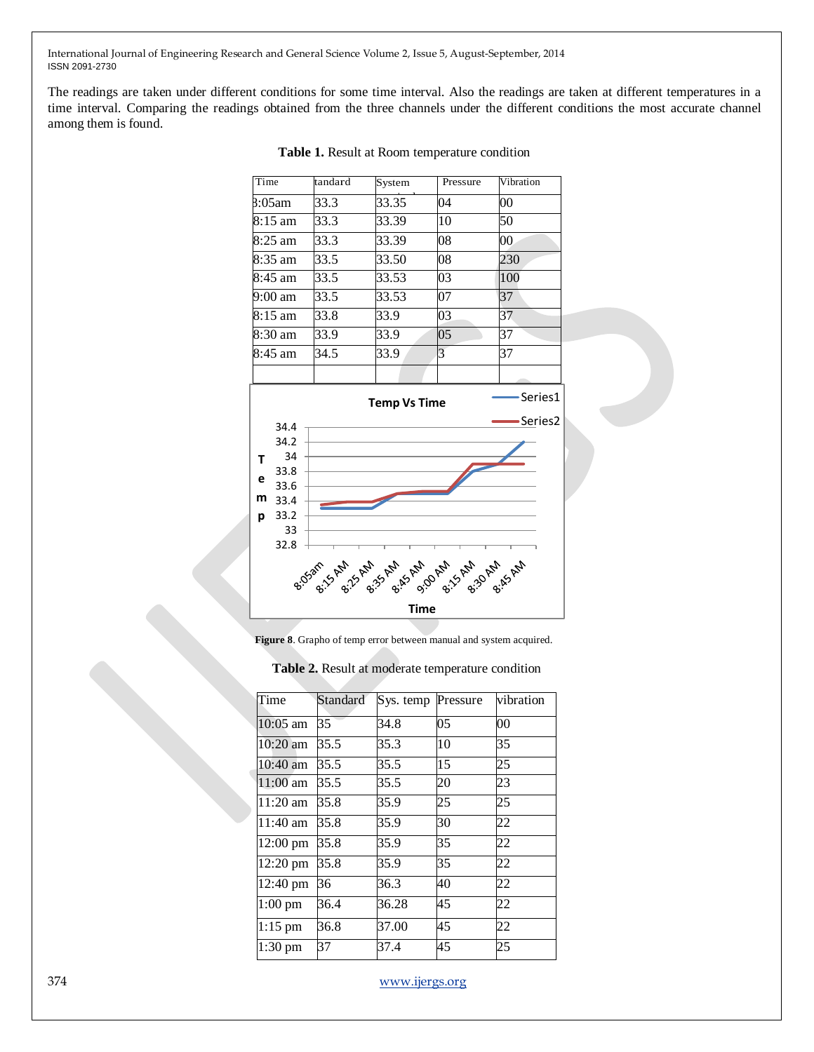The readings are taken under different conditions for some time interval. Also the readings are taken at different temperatures in a time interval. Comparing the readings obtained from the three channels under the different conditions the most accurate channel among them is found.

**Table 1.** Result at Room temperature condition

| Time | tandard | System | Pressure | Vibration |
|---|---|---|---|---|
| 8:05am | 33.3 | 33.35 | 04 | 00 |
| 8:15 am | 33.3 | 33.39 | 10 | 50 |
| 8:25 am | 33.3 | 33.39 | 08 | 00 |
| 8:35 am | 33.5 | 33.50 | 08 | 230 |
| 8:45 am | 33.5 | 33.53 | 03 | 100 |
| 9:00 am | 33.5 | 33.53 | 07 | 37 |
| 8:15 am | 33.8 | 33.9 | 03 | 37 |
| 8:30 am | 33.9 | 33.9 | 05 | 37 |
| 8:45 am | 34.5 | 33.9 | 3 | 37 |
| | | | | |

**Figure 8**. Grapho of temp error between manual and system acquired.

**Table 2.** Result at moderate temperature condition

| Time | Standard | Sys. temp | Pressure | vibration |
|---|---|---|---|---|
| 10:05 am | 35 | 34.8 | 05 | 00 |
| 10:20 am | 35.5 | 35.3 | 10 | 35 |
| 10:40 am | 35.5 | 35.5 | 15 | 25 |
| 11:00 am | 35.5 | 35.5 | 20 | 23 |
| 11:20 am | 35.8 | 35.9 | 25 | 25 |
| 11:40 am | 35.8 | 35.9 | 30 | 22 |
| 12:00 pm | 35.8 | 35.9 | 35 | 22 |
| 12:20 pm | 35.8 | 35.9 | 35 | 22 |
| 12:40 pm | 36 | 36.3 | 40 | 22 |
| 1:00 pm | 36.4 | 36.28 | 45 | 22 |
| 1:15 pm | 36.8 | 37.00 | 45 | 22 |
| 1:30 pm | 37 | 37.4 | 45 | 25 |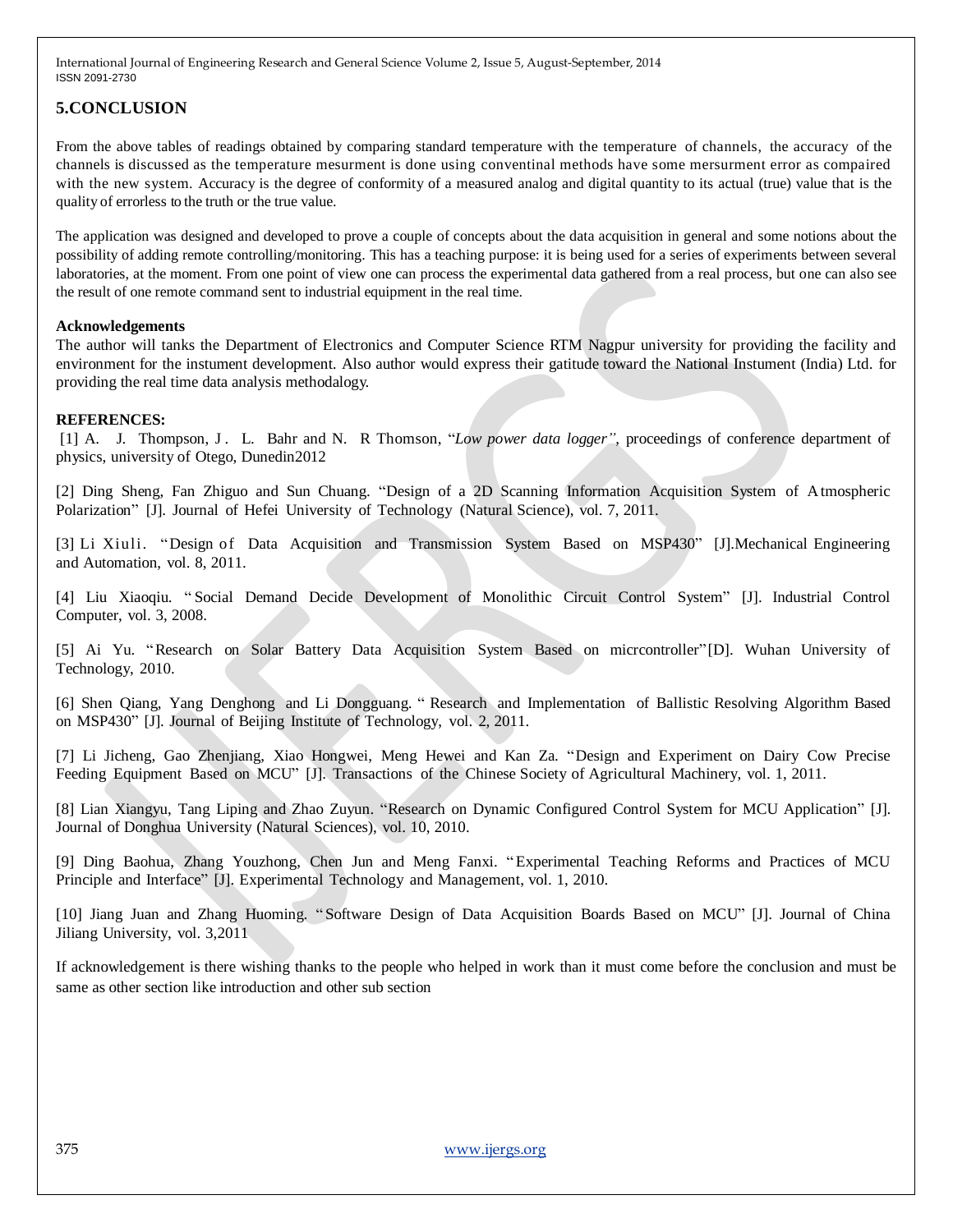## 5.CONCLUSION

From the above tables of readings obtained by comparing standard temperature with the temperature of channels, the accuracy of the channels is discussed as the temperature mesurment is done using conventinal methods have some mersurment error as compaired with the new system. Accuracy is the degree of conformity of a measured analog and digital quantity to its actual (true) value that is the quality of errorless to the truth or the true value.

The application was designed and developed to prove a couple of concepts about the data acquisition in general and some notions about the possibility of adding remote controlling/monitoring. This has a teaching purpose: it is being used for a series of experiments between several laboratories, at the moment. From one point of view one can process the experimental data gathered from a real process, but one can also see the result of one remote command sent to industrial equipment in the real time.

**Acknowledgements**

The author will tanks the Department of Electronics and Computer Science RTM Nagpur university for providing the facility and environment for the instument development. Also author would express their gatitude toward the National Instument (India) Ltd. for providing the real time data analysis methodalogy.

**REFERENCES:**

[1] A. J. Thompson, J. L. Bahr and N. R Thomson, "*Low power data logger"*, proceedings of conference department of physics, university of Otego, Dunedin2012

[2] Ding Sheng, Fan Zhiguo and Sun Chuang. "Design of a 2D Scanning Information Acquisition System of Atmospheric Polarization" [J]. Journal of Hefei University of Technology (Natural Science), vol. 7, 2011.

[3] Li Xiuli. "Design of Data Acquisition and Transmission System Based on MSP430" [J].Mechanical Engineering and Automation, vol. 8, 2011.

[4] Liu Xiaoqiu. "Social Demand Decide Development of Monolithic Circuit Control System" [J]. Industrial Control Computer, vol. 3, 2008.

[5] Ai Yu. "Research on Solar Battery Data Acquisition System Based on micrcontroller"[D]. Wuhan University of Technology, 2010.

[6] Shen Qiang, Yang Denghong and Li Dongguang. " Research and Implementation of Ballistic Resolving Algorithm Based on MSP430" [J]. Journal of Beijing Institute of Technology, vol. 2, 2011.

[7] Li Jicheng, Gao Zhenjiang, Xiao Hongwei, Meng Hewei and Kan Za. "Design and Experiment on Dairy Cow Precise Feeding Equipment Based on MCU" [J]. Transactions of the Chinese Society of Agricultural Machinery, vol. 1, 2011.

[8] Lian Xiangyu, Tang Liping and Zhao Zuyun. "Research on Dynamic Configured Control System for MCU Application" [J]. Journal of Donghua University (Natural Sciences), vol. 10, 2010.

[9] Ding Baohua, Zhang Youzhong, Chen Jun and Meng Fanxi. "Experimental Teaching Reforms and Practices of MCU Principle and Interface" [J]. Experimental Technology and Management, vol. 1, 2010.

[10] Jiang Juan and Zhang Huoming. "Software Design of Data Acquisition Boards Based on MCU" [J]. Journal of China Jiliang University, vol. 3,2011

If acknowledgement is there wishing thanks to the people who helped in work than it must come before the conclusion and must be same as other section like introduction and other sub section